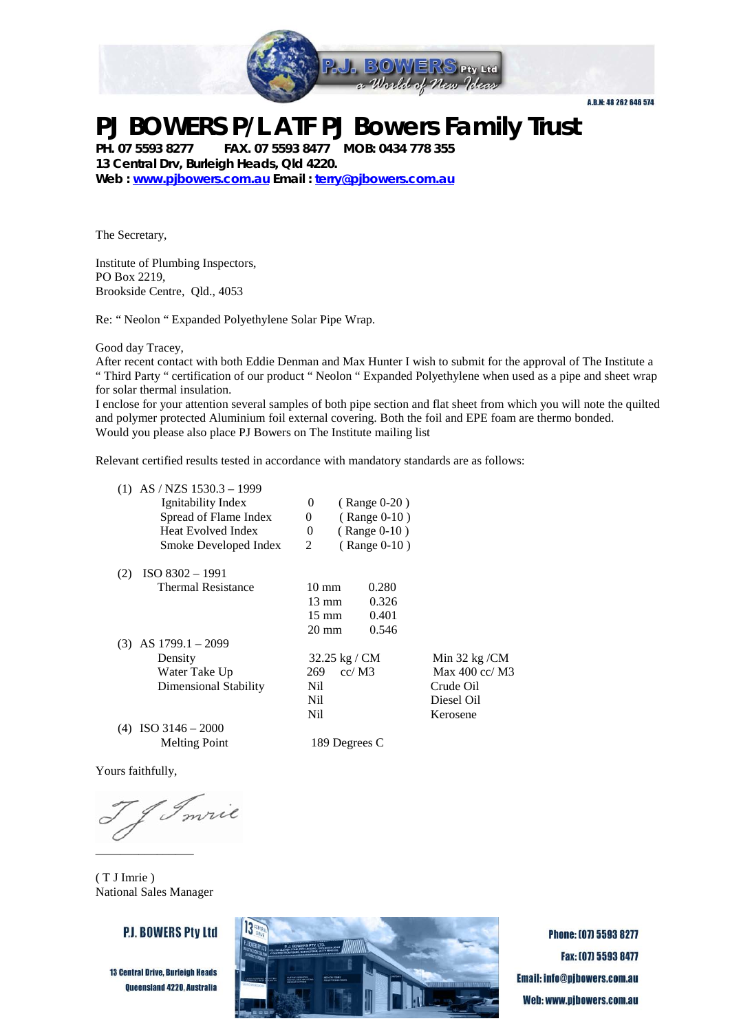P.J. BOWERS Pty Ltd
a World of New Ideas

A.B.N: 48 262 646 574

# PJ BOWERS P/L ATF PJ Bowers Family Trust

**PH. 07 5593 8277 FAX. 07 5593 8477 MOB: 0434 778 355**
**13 Central Drv, Burleigh Heads, Qld 4220.**
**Web : [www.pjbowers.com.au](http://www.pjbowers.com.au) Email : [terry@pjbowers.com.au](mailto:terry@pjbowers.com.au)**

The Secretary,

Institute of Plumbing Inspectors,
PO Box 2219,
Brookside Centre, Qld., 4053

Re: " Neolon " Expanded Polyethylene Solar Pipe Wrap.

Good day Tracey,
After recent contact with both Eddie Denman and Max Hunter I wish to submit for the approval of The Institute a " Third Party " certification of our product " Neolon " Expanded Polyethylene when used as a pipe and sheet wrap for solar thermal insulation.
I enclose for your attention several samples of both pipe section and flat sheet from which you will note the quilted and polymer protected Aluminium foil external covering. Both the foil and EPE foam are thermo bonded.
Would you please also place PJ Bowers on The Institute mailing list

Relevant certified results tested in accordance with mandatory standards are as follows:

| | | | |
|---|---|---|---|
| (1) AS / NZS 1530.3 – 1999 | | | |
| Ignitability Index | 0 | ( Range 0-20 ) | |
| Spread of Flame Index | 0 | ( Range 0-10 ) | |
| Heat Evolved Index | 0 | ( Range 0-10 ) | |
| Smoke Developed Index | 2 | ( Range 0-10 ) | |
| (2) ISO 8302 – 1991 | | | |
| Thermal Resistance | 10 mm | 0.280 | |
| | 13 mm | 0.326 | |
| | 15 mm | 0.401 | |
| | 20 mm | 0.546 | |
| (3) AS 1799.1 – 2099 | | | |
| Density | 32.25 kg / CM | | Min 32 kg /CM |
| Water Take Up | 269 cc/ M3 | | Max 400 cc/ M3 |
| Dimensional Stability | Nil | | Crude Oil |
| | Nil | | Diesel Oil |
| | Nil | | Kerosene |
| (4) ISO 3146 – 2000 | | | |
| Melting Point | 189 Degrees C | | |

Yours faithfully,

T J Imrie

( T J Imrie )
National Sales Manager

P.J. BOWERS Pty Ltd
13 Central Drive, Burleigh Heads
Queensland 4220, Australia

Phone: (07) 5593 8277
Fax: (07) 5593 8477
Email: info@pjbowers.com.au
Web: www.pjbowers.com.au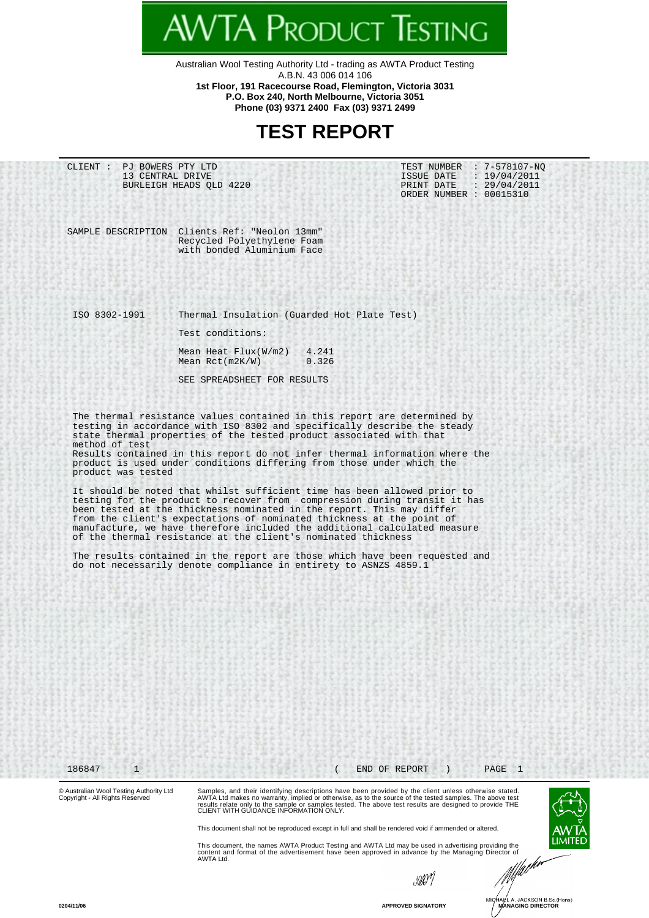# AWTA PRODUCT TESTING

Australian Wool Testing Authority Ltd - trading as AWTA Product Testing
A.B.N. 43 006 014 106
**1st Floor, 191 Racecourse Road, Flemington, Victoria 3031**
**P.O. Box 240, North Melbourne, Victoria 3051**
**Phone (03) 9371 2400 Fax (03) 9371 2499**

# TEST REPORT

CLIENT : PJ BOWERS PTY LTD
13 CENTRAL DRIVE
BURLEIGH HEADS QLD 4220

TEST NUMBER : 7-578107-NQ
ISSUE DATE : 19/04/2011
PRINT DATE : 29/04/2011
ORDER NUMBER : 00015310

SAMPLE DESCRIPTION Clients Ref: "Neolon 13mm"
Recycled Polyethylene Foam
with bonded Aluminium Face

ISO 8302-1991 Thermal Insulation (Guarded Hot Plate Test)

Test conditions:

| | |
|---|---|
| Mean Heat Flux(W/m2) | 4.241 |
| Mean Rct(m2K/W) | 0.326 |

SEE SPREADSHEET FOR RESULTS

The thermal resistance values contained in this report are determined by testing in accordance with ISO 8302 and specifically describe the steady state thermal properties of the tested product associated with that method of test
Results contained in this report do not infer thermal information where the product is used under conditions differing from those under which the product was tested

It should be noted that whilst sufficient time has been allowed prior to testing for the product to recover from compression during transit it has been tested at the thickness nominated in the report. This may differ from the client's expectations of nominated thickness at the point of manufacture, we have therefore included the additional calculated measure of the thermal resistance at the client's nominated thickness

The results contained in the report are those which have been requested and do not necessarily denote compliance in entirety to ASNZS 4859.1

186847 1 ( END OF REPORT )

© Australian Wool Testing Authority Ltd
Copyright - All Rights Reserved

Samples, and their identifying descriptions have been provided by the client unless otherwise stated. AWTA Ltd makes no warranty, implied or otherwise, as to the source of the tested samples. The above test results relate only to the sample or samples tested. The above test results are designed to provide THE CLIENT WITH GUIDANCE INFORMATION ONLY.

This document shall not be reproduced except in full and shall be rendered void if ammended or altered.

This document, the names AWTA Product Testing and AWTA Ltd may be used in advertising providing the content and format of the advertisement have been approved in advance by the Managing Director of AWTA Ltd.

0204/11/06

APPROVED SIGNATORY

MICHAEL A. JACKSON B.Sc.(Hons)
MANAGING DIRECTOR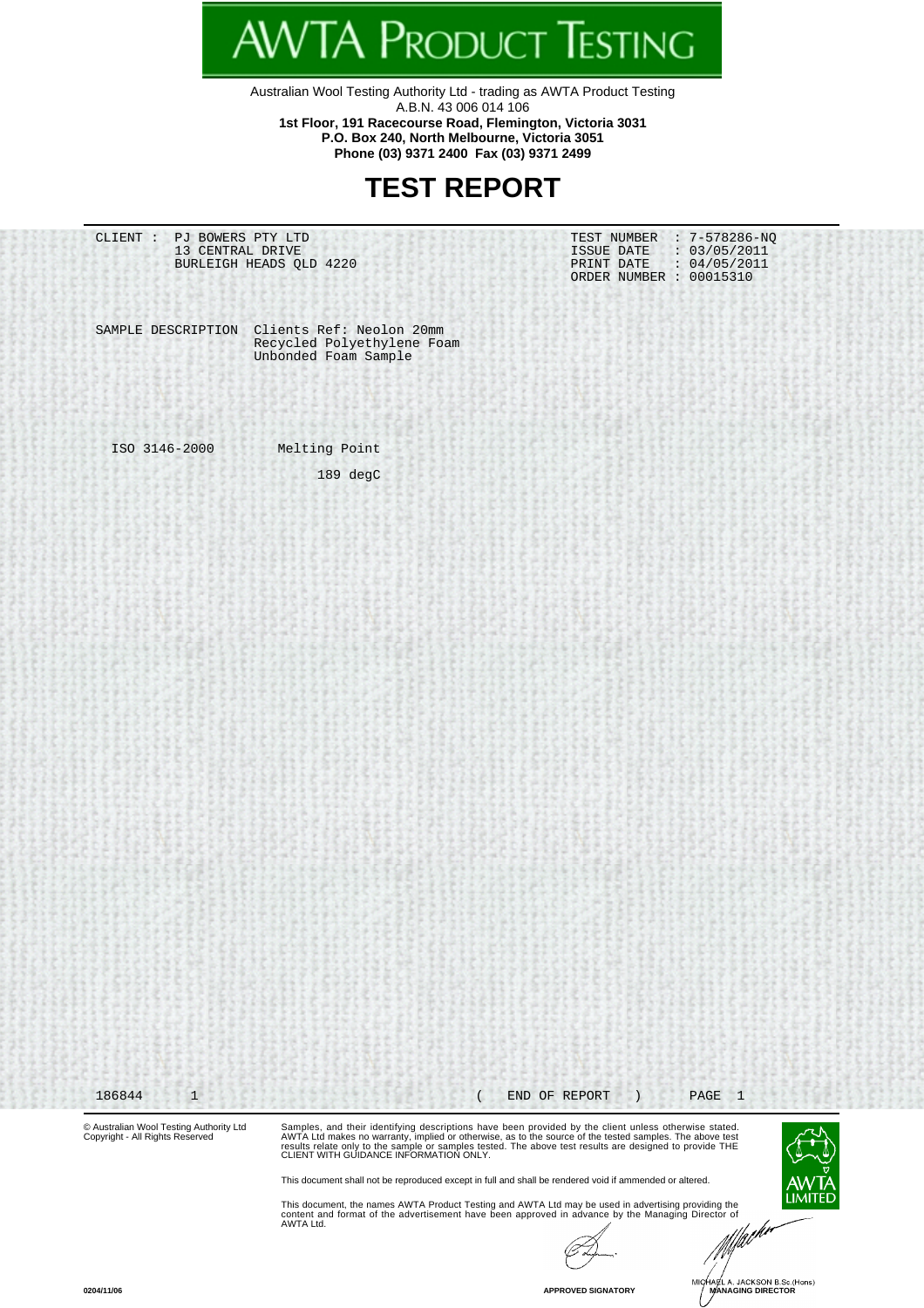# AWTA PRODUCT TESTING

Australian Wool Testing Authority Ltd - trading as AWTA Product Testing
A.B.N. 43 006 014 106
**1st Floor, 191 Racecourse Road, Flemington, Victoria 3031**
**P.O. Box 240, North Melbourne, Victoria 3051**
**Phone (03) 9371 2400 Fax (03) 9371 2499**

# TEST REPORT

CLIENT : PJ BOWERS PTY LTD
13 CENTRAL DRIVE
BURLEIGH HEADS QLD 4220

TEST NUMBER : 7-578286-NQ
ISSUE DATE : 03/05/2011
PRINT DATE : 04/05/2011
ORDER NUMBER : 00015310

SAMPLE DESCRIPTION Clients Ref: Neolon 20mm
Recycled Polyethylene Foam
Unbonded Foam Sample

| ISO 3146-2000 | Melting Point |
|---|---|
| | 189 degC |

186844 1 ( END OF REPORT ) PAGE 1

© Australian Wool Testing Authority Ltd
Copyright - All Rights Reserved

Samples, and their identifying descriptions have been provided by the client unless otherwise stated. AWTA Ltd makes no warranty, implied or otherwise, as to the source of the tested samples. The above test results relate only to the sample or samples tested. The above test results are designed to provide THE CLIENT WITH GUIDANCE INFORMATION ONLY.

This document shall not be reproduced except in full and shall be rendered void if ammended or altered.

This document, the names AWTA Product Testing and AWTA Ltd may be used in advertising providing the content and format of the advertisement have been approved in advance by the Managing Director of AWTA Ltd.

AWTA LIMITED

APPROVED SIGNATORY

MICHAEL A. JACKSON B.Sc.(Hons)
MANAGING DIRECTOR

0204/11/06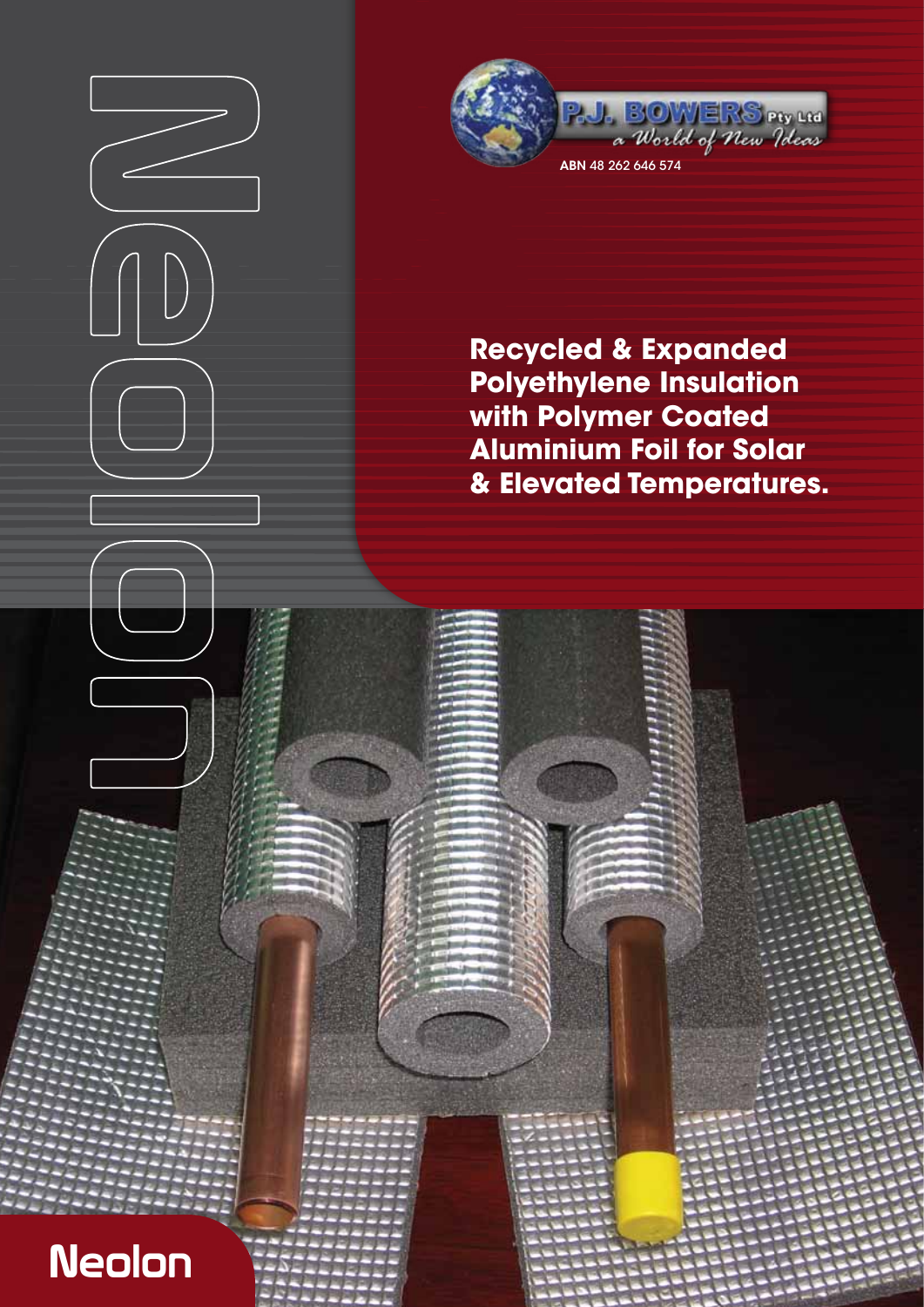# Neolon

P.J. BOWERS Pty Ltd

*a World of New Ideas*

ABN 48 262 646 574

## Recycled & Expanded Polyethylene Insulation with Polymer Coated Aluminium Foil for Solar & Elevated Temperatures.

Neolon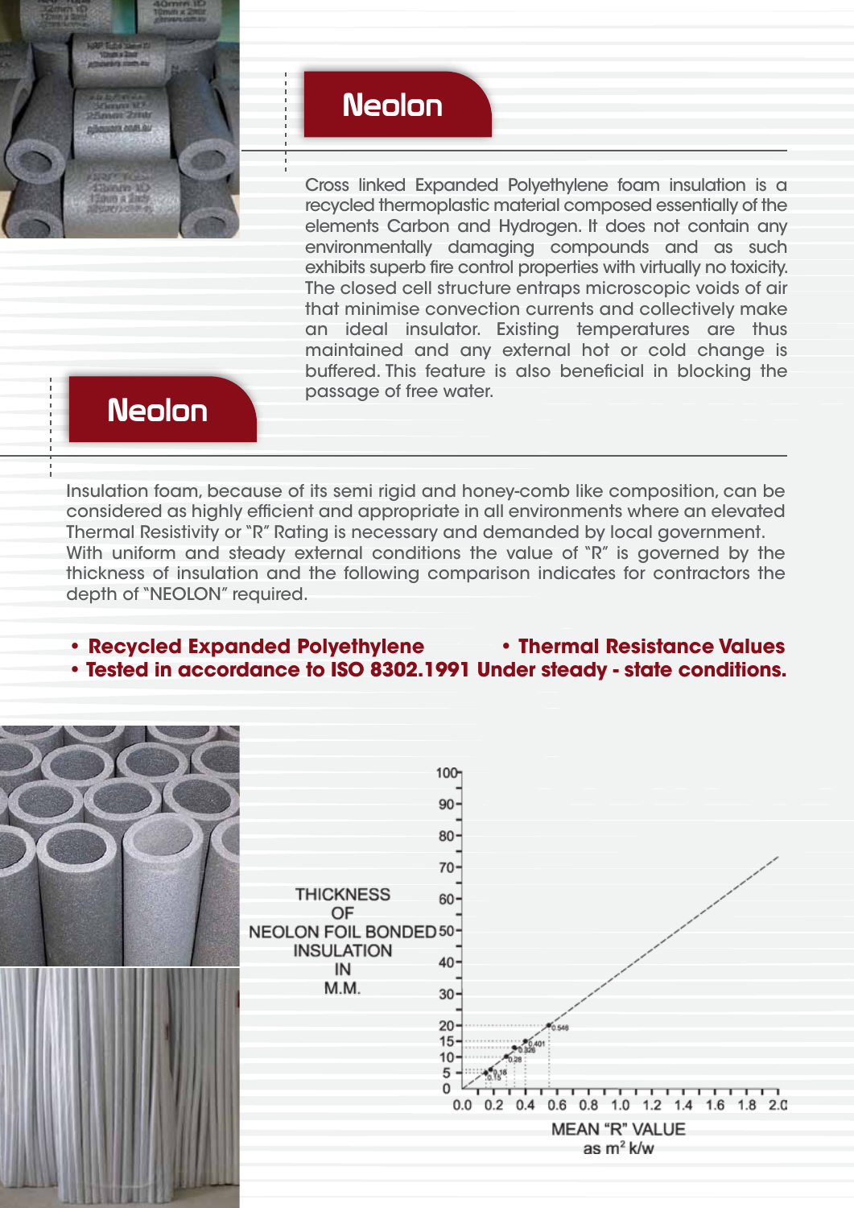## Neolon

Cross linked Expanded Polyethylene foam insulation is a recycled thermoplastic material composed essentially of the elements Carbon and Hydrogen. It does not contain any environmentally damaging compounds and as such exhibits superb fire control properties with virtually no toxicity. The closed cell structure entraps microscopic voids of air that minimise convection currents and collectively make an ideal insulator. Existing temperatures are thus maintained and any external hot or cold change is buffered. This feature is also beneficial in blocking the passage of free water.

## Neolon

Insulation foam, because of its semi rigid and honey-comb like composition, can be considered as highly efficient and appropriate in all environments where an elevated Thermal Resistivity or "R" Rating is necessary and demanded by local government. With uniform and steady external conditions the value of "R" is governed by the thickness of insulation and the following comparison indicates for contractors the depth of "NEOLON" required.

- **Recycled Expanded Polyethylene**
- **Thermal Resistance Values**
- **Tested in accordance to ISO 8302.1991 Under steady - state conditions.**

THICKNESS OF NEOLON FOIL BONDED INSULATION IN M.M.

MEAN "R" VALUE as $m^2$ k/w

Data points: 0.15, 0.18, 0.28, 0.326, 0.401, 0.546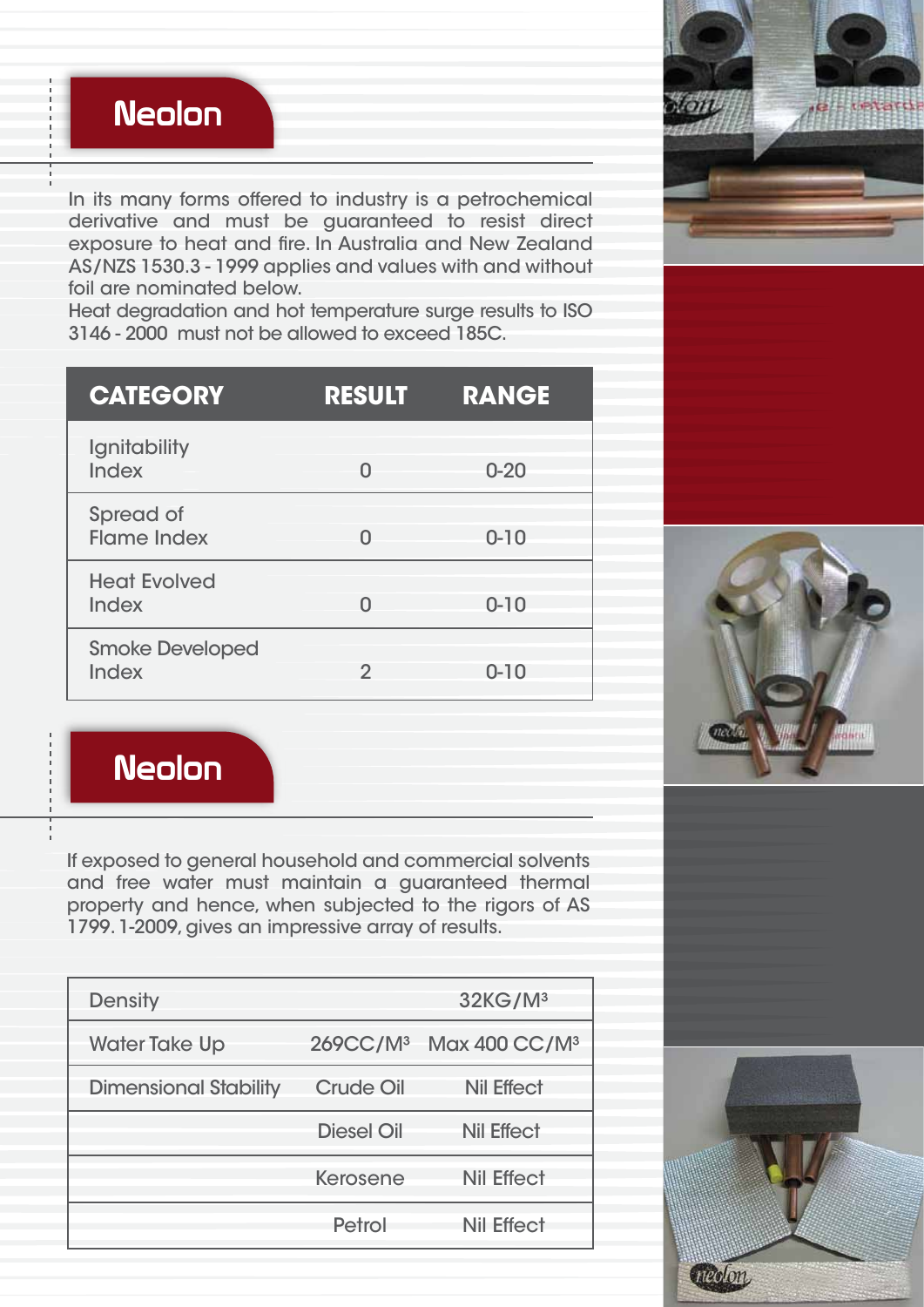## Neolon

In its many forms offered to industry is a petrochemical derivative and must be guaranteed to resist direct exposure to heat and fire. In Australia and New Zealand AS/NZS 1530.3 - 1999 applies and values with and without foil are nominated below.
Heat degradation and hot temperature surge results to ISO 3146 - 2000 must not be allowed to exceed 185C.

| CATEGORY | RESULT | RANGE |
|---|---|---|
| Ignitability Index | 0 | 0-20 |
| Spread of Flame Index | 0 | 0-10 |
| Heat Evolved Index | 0 | 0-10 |
| Smoke Developed Index | 2 | 0-10 |

## Neolon

If exposed to general household and commercial solvents and free water must maintain a guaranteed thermal property and hence, when subjected to the rigors of AS 1799. 1-2009, gives an impressive array of results.

| | | |
|---|---|---|
| Density | | $32KG/M^3$ |
| Water Take Up | $269CC/M^3$ | Max $400\ CC/M^3$ |
| Dimensional Stability | Crude Oil | Nil Effect |
| | Diesel Oil | Nil Effect |
| | Kerosene | Nil Effect |
| | Petrol | Nil Effect |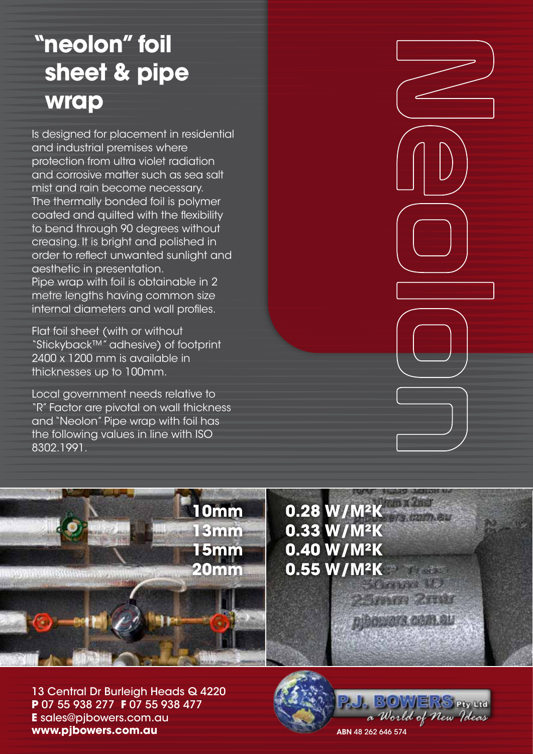# "neolon" foil sheet & pipe wrap

Is designed for placement in residential and industrial premises where protection from ultra violet radiation and corrosive matter such as sea salt mist and rain become necessary. The thermally bonded foil is polymer coated and quilted with the flexibility to bend through 90 degrees without creasing. It is bright and polished in order to reflect unwanted sunlight and aesthetic in presentation. Pipe wrap with foil is obtainable in 2 metre lengths having common size internal diameters and wall profiles.

Flat foil sheet (with or without "Stickyback™" adhesive) of footprint 2400 x 1200 mm is available in thicknesses up to 100mm.

Local government needs relative to "R" Factor are pivotal on wall thickness and "Neolon" Pipe wrap with foil has the following values in line with ISO 8302.1991.

| | |
|---|---|
| 10mm | 0.28 W/M²K |
| 13mm | 0.33 W/M²K |
| 15mm | 0.40 W/M²K |
| 20mm | 0.55 W/M²K |

13 Central Dr Burleigh Heads Q 4220
**P** 07 55 938 277 **F** 07 55 938 477
**E** sales@pjbowers.com.au
**www.pjbowers.com.au**

P.J. BOWERS Pty Ltd
*a World of New Ideas*
ABN 48 262 646 574